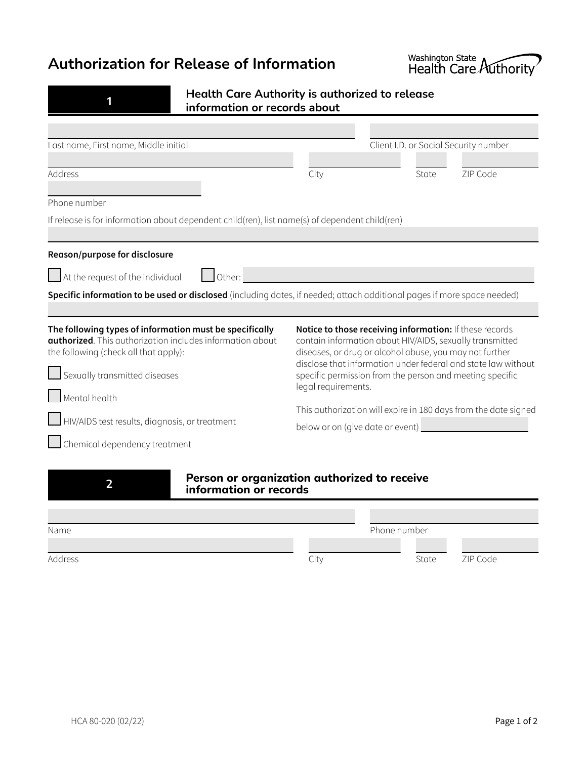# Authorization for Release of Information

Washington State Health Care Authority

## 1 Health Care Authority is authorized to release information or records about

Last name, First name, Middle initial ______________________ Client I.D. or Social Security number ______________________

Address ______________________ City ______________________ State ______ ZIP Code ______

Phone number ______________________

If release is for information about dependent child(ren), list name(s) of dependent child(ren)

______________________

**Reason/purpose for disclosure**

☐ At the request of the individual ☐ Other: ______________________

**Specific information to be used or disclosed** (including dates, if needed; attach additional pages if more space needed)

______________________

**The following types of information must be specifically authorized**. This authorization includes information about the following (check all that apply):

☐ Sexually transmitted diseases

☐ Mental health

☐ HIV/AIDS test results, diagnosis, or treatment

☐ Chemical dependency treatment

**Notice to those receiving information:** If these records contain information about HIV/AIDS, sexually transmitted diseases, or drug or alcohol abuse, you may not further disclose that information under federal and state law without specific permission from the person and meeting specific legal requirements.

This authorization will expire in 180 days from the date signed below or on (give date or event) ______________________

## 2 Person or organization authorized to receive information or records

Name ______________________ Phone number ______________________

Address ______________________ City ______________________ State ______ ZIP Code ______

HCA 80-020 (02/22)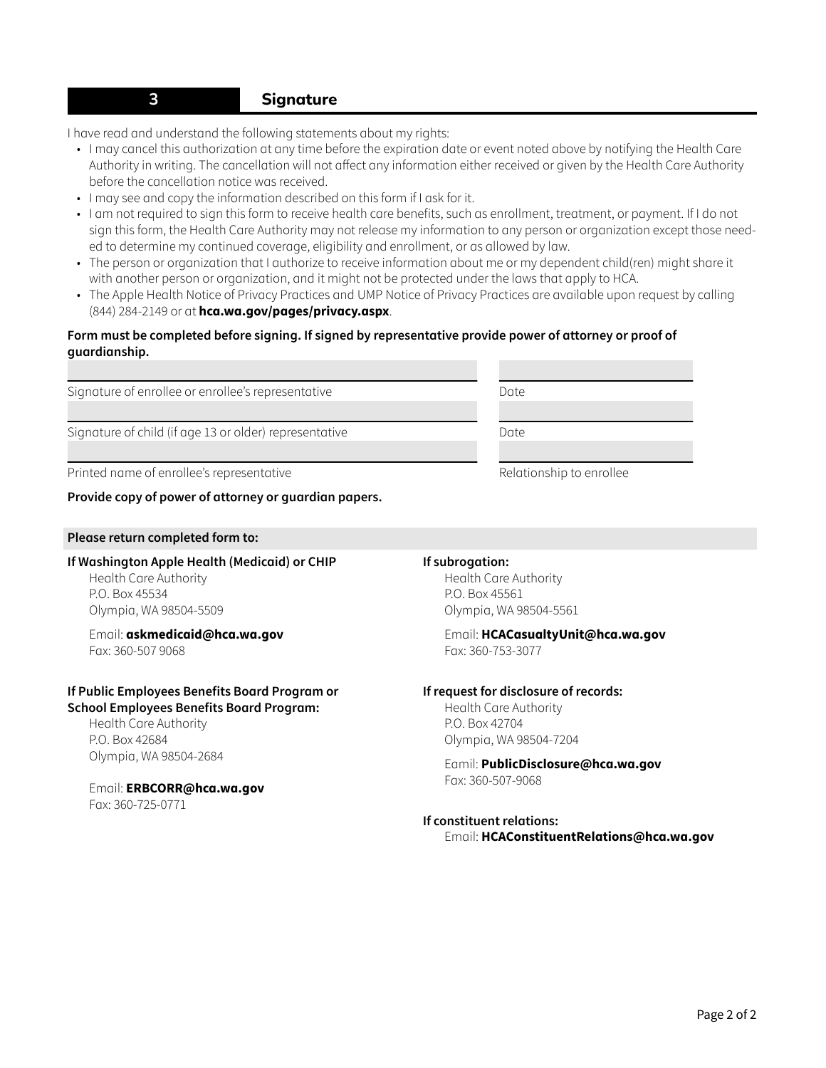## 3 Signature

I have read and understand the following statements about my rights:

- I may cancel this authorization at any time before the expiration date or event noted above by notifying the Health Care Authority in writing. The cancellation will not affect any information either received or given by the Health Care Authority before the cancellation notice was received.
- I may see and copy the information described on this form if I ask for it.
- I am not required to sign this form to receive health care benefits, such as enrollment, treatment, or payment. If I do not sign this form, the Health Care Authority may not release my information to any person or organization except those needed to determine my continued coverage, eligibility and enrollment, or as allowed by law.
- The person or organization that I authorize to receive information about me or my dependent child(ren) might share it with another person or organization, and it might not be protected under the laws that apply to HCA.
- The Apple Health Notice of Privacy Practices and UMP Notice of Privacy Practices are available upon request by calling (844) 284-2149 or at **hca.wa.gov/pages/privacy.aspx**.

**Form must be completed before signing. If signed by representative provide power of attorney or proof of guardianship.**

| | |
|---|---|
| Signature of enrollee or enrollee's representative | Date |
| Signature of child (if age 13 or older) representative | Date |
| Printed name of enrollee's representative | Relationship to enrollee |

**Provide copy of power of attorney or guardian papers.**

**Please return completed form to:**

**If Washington Apple Health (Medicaid) or CHIP**
Health Care Authority
P.O. Box 45534
Olympia, WA 98504-5509

Email: **askmedicaid@hca.wa.gov**
Fax: 360-507 9068

**If Public Employees Benefits Board Program or School Employees Benefits Board Program:**
Health Care Authority
P.O. Box 42684
Olympia, WA 98504-2684

Email: **ERBCORR@hca.wa.gov**
Fax: 360-725-0771

**If subrogation:**
Health Care Authority
P.O. Box 45561
Olympia, WA 98504-5561

Email: **HCACasualtyUnit@hca.wa.gov**
Fax: 360-753-3077

**If request for disclosure of records:**
Health Care Authority
P.O. Box 42704
Olympia, WA 98504-7204

Eamil: **PublicDisclosure@hca.wa.gov**
Fax: 360-507-9068

**If constituent relations:**
Email: **HCAConstituentRelations@hca.wa.gov**